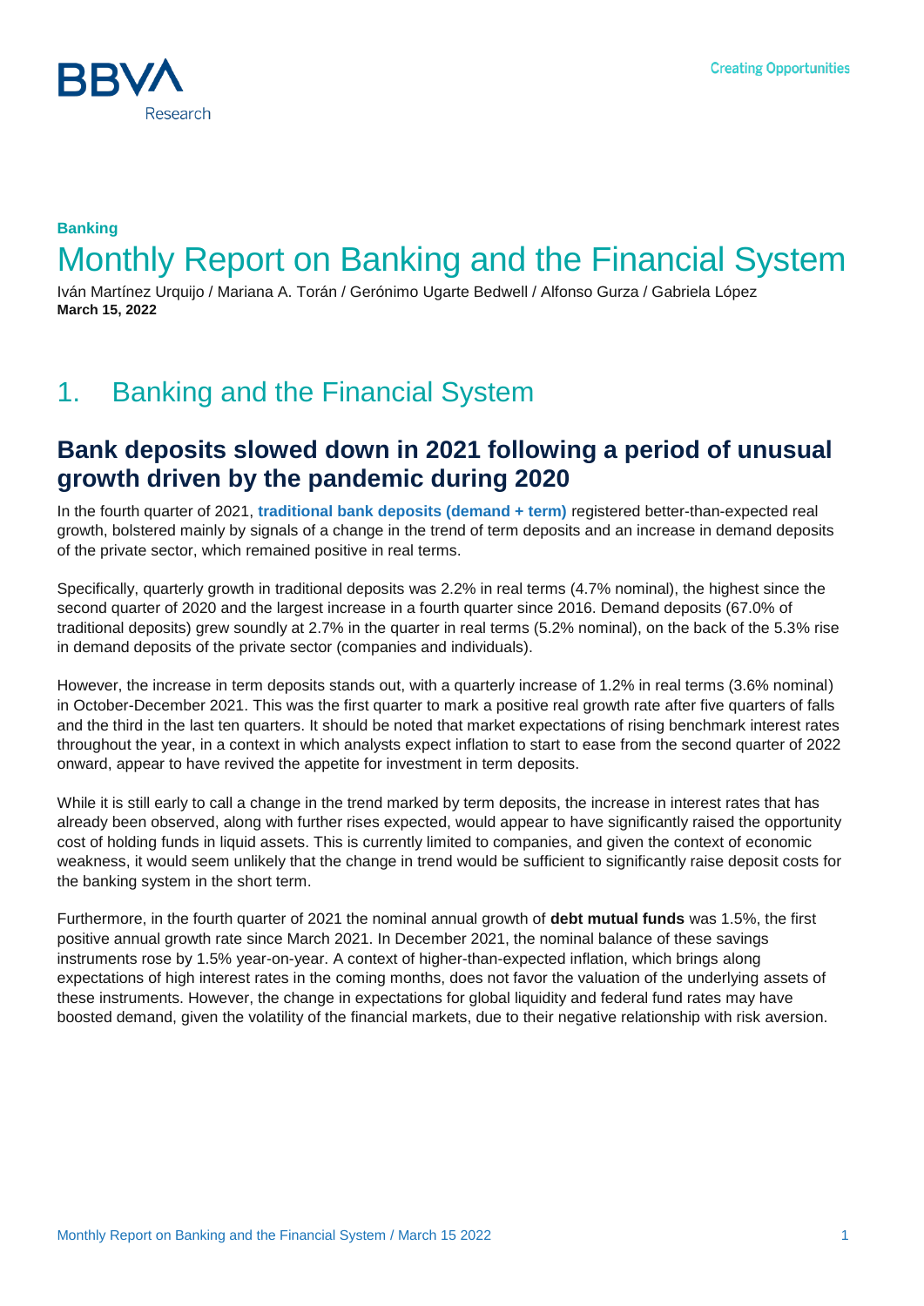**Banking**

# Monthly Report on Banking and the Financial System

Iván Martínez Urquijo / Mariana A. Torán / Gerónimo Ugarte Bedwell / Alfonso Gurza / Gabriela López
**March 15, 2022**

## 1. Banking and the Financial System

### Bank deposits slowed down in 2021 following a period of unusual growth driven by the pandemic during 2020

In the fourth quarter of 2021, **traditional bank deposits (demand + term)** registered better-than-expected real growth, bolstered mainly by signals of a change in the trend of term deposits and an increase in demand deposits of the private sector, which remained positive in real terms.

Specifically, quarterly growth in traditional deposits was 2.2% in real terms (4.7% nominal), the highest since the second quarter of 2020 and the largest increase in a fourth quarter since 2016. Demand deposits (67.0% of traditional deposits) grew soundly at 2.7% in the quarter in real terms (5.2% nominal), on the back of the 5.3% rise in demand deposits of the private sector (companies and individuals).

However, the increase in term deposits stands out, with a quarterly increase of 1.2% in real terms (3.6% nominal) in October-December 2021. This was the first quarter to mark a positive real growth rate after five quarters of falls and the third in the last ten quarters. It should be noted that market expectations of rising benchmark interest rates throughout the year, in a context in which analysts expect inflation to start to ease from the second quarter of 2022 onward, appear to have revived the appetite for investment in term deposits.

While it is still early to call a change in the trend marked by term deposits, the increase in interest rates that has already been observed, along with further rises expected, would appear to have significantly raised the opportunity cost of holding funds in liquid assets. This is currently limited to companies, and given the context of economic weakness, it would seem unlikely that the change in trend would be sufficient to significantly raise deposit costs for the banking system in the short term.

Furthermore, in the fourth quarter of 2021 the nominal annual growth of **debt mutual funds** was 1.5%, the first positive annual growth rate since March 2021. In December 2021, the nominal balance of these savings instruments rose by 1.5% year-on-year. A context of higher-than-expected inflation, which brings along expectations of high interest rates in the coming months, does not favor the valuation of the underlying assets of these instruments. However, the change in expectations for global liquidity and federal fund rates may have boosted demand, given the volatility of the financial markets, due to their negative relationship with risk aversion.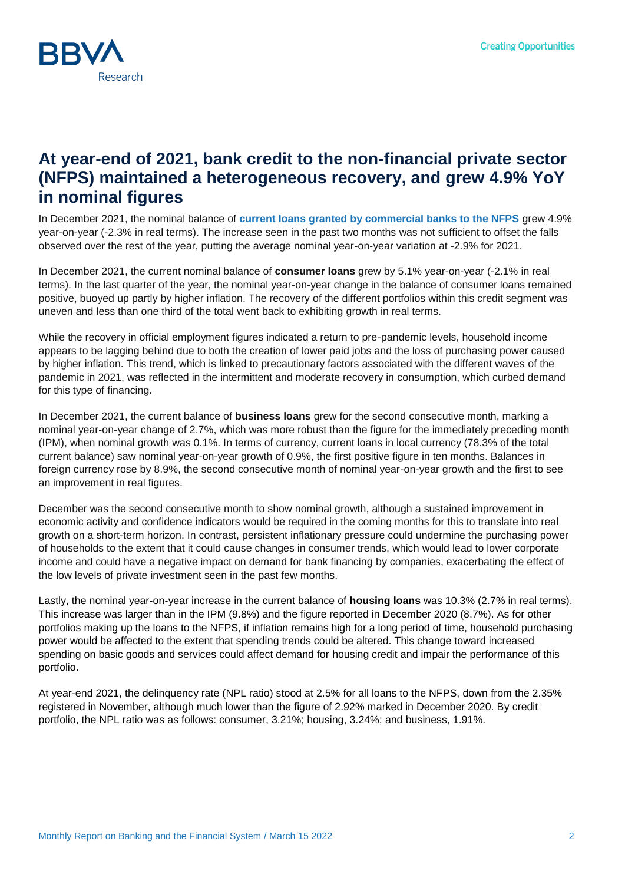## At year-end of 2021, bank credit to the non-financial private sector (NFPS) maintained a heterogeneous recovery, and grew 4.9% YoY in nominal figures

In December 2021, the nominal balance of **current loans granted by commercial banks to the NFPS** grew 4.9% year-on-year (-2.3% in real terms). The increase seen in the past two months was not sufficient to offset the falls observed over the rest of the year, putting the average nominal year-on-year variation at -2.9% for 2021.

In December 2021, the current nominal balance of **consumer loans** grew by 5.1% year-on-year (-2.1% in real terms). In the last quarter of the year, the nominal year-on-year change in the balance of consumer loans remained positive, buoyed up partly by higher inflation. The recovery of the different portfolios within this credit segment was uneven and less than one third of the total went back to exhibiting growth in real terms.

While the recovery in official employment figures indicated a return to pre-pandemic levels, household income appears to be lagging behind due to both the creation of lower paid jobs and the loss of purchasing power caused by higher inflation. This trend, which is linked to precautionary factors associated with the different waves of the pandemic in 2021, was reflected in the intermittent and moderate recovery in consumption, which curbed demand for this type of financing.

In December 2021, the current balance of **business loans** grew for the second consecutive month, marking a nominal year-on-year change of 2.7%, which was more robust than the figure for the immediately preceding month (IPM), when nominal growth was 0.1%. In terms of currency, current loans in local currency (78.3% of the total current balance) saw nominal year-on-year growth of 0.9%, the first positive figure in ten months. Balances in foreign currency rose by 8.9%, the second consecutive month of nominal year-on-year growth and the first to see an improvement in real figures.

December was the second consecutive month to show nominal growth, although a sustained improvement in economic activity and confidence indicators would be required in the coming months for this to translate into real growth on a short-term horizon. In contrast, persistent inflationary pressure could undermine the purchasing power of households to the extent that it could cause changes in consumer trends, which would lead to lower corporate income and could have a negative impact on demand for bank financing by companies, exacerbating the effect of the low levels of private investment seen in the past few months.

Lastly, the nominal year-on-year increase in the current balance of **housing loans** was 10.3% (2.7% in real terms). This increase was larger than in the IPM (9.8%) and the figure reported in December 2020 (8.7%). As for other portfolios making up the loans to the NFPS, if inflation remains high for a long period of time, household purchasing power would be affected to the extent that spending trends could be altered. This change toward increased spending on basic goods and services could affect demand for housing credit and impair the performance of this portfolio.

At year-end 2021, the delinquency rate (NPL ratio) stood at 2.5% for all loans to the NFPS, down from the 2.35% registered in November, although much lower than the figure of 2.92% marked in December 2020. By credit portfolio, the NPL ratio was as follows: consumer, 3.21%; housing, 3.24%; and business, 1.91%.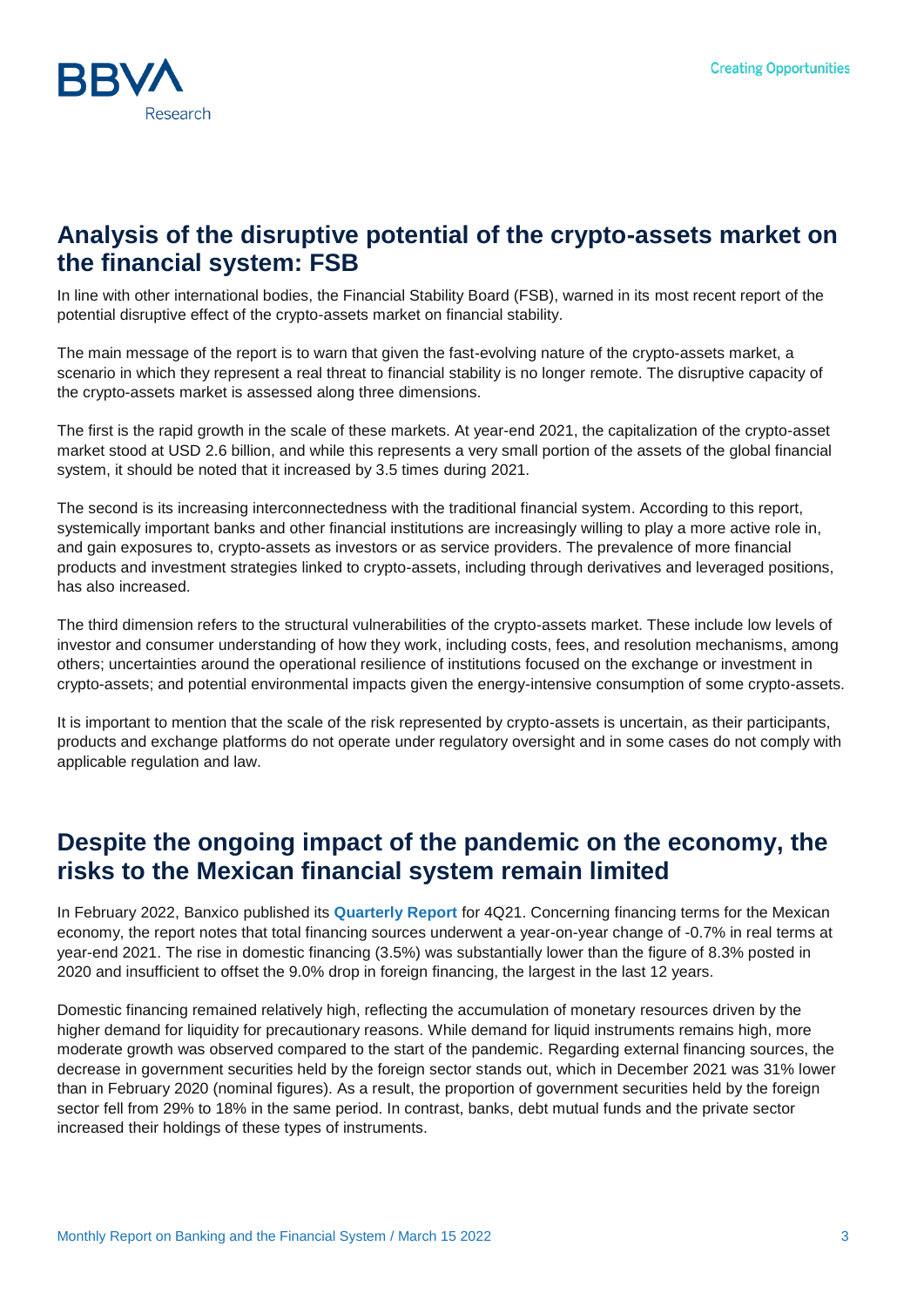## Analysis of the disruptive potential of the crypto-assets market on the financial system: FSB

In line with other international bodies, the Financial Stability Board (FSB), warned in its most recent report of the potential disruptive effect of the crypto-assets market on financial stability.

The main message of the report is to warn that given the fast-evolving nature of the crypto-assets market, a scenario in which they represent a real threat to financial stability is no longer remote. The disruptive capacity of the crypto-assets market is assessed along three dimensions.

The first is the rapid growth in the scale of these markets. At year-end 2021, the capitalization of the crypto-asset market stood at USD 2.6 billion, and while this represents a very small portion of the assets of the global financial system, it should be noted that it increased by 3.5 times during 2021.

The second is its increasing interconnectedness with the traditional financial system. According to this report, systemically important banks and other financial institutions are increasingly willing to play a more active role in, and gain exposures to, crypto-assets as investors or as service providers. The prevalence of more financial products and investment strategies linked to crypto-assets, including through derivatives and leveraged positions, has also increased.

The third dimension refers to the structural vulnerabilities of the crypto-assets market. These include low levels of investor and consumer understanding of how they work, including costs, fees, and resolution mechanisms, among others; uncertainties around the operational resilience of institutions focused on the exchange or investment in crypto-assets; and potential environmental impacts given the energy-intensive consumption of some crypto-assets.

It is important to mention that the scale of the risk represented by crypto-assets is uncertain, as their participants, products and exchange platforms do not operate under regulatory oversight and in some cases do not comply with applicable regulation and law.

## Despite the ongoing impact of the pandemic on the economy, the risks to the Mexican financial system remain limited

In February 2022, Banxico published its **Quarterly Report** for 4Q21. Concerning financing terms for the Mexican economy, the report notes that total financing sources underwent a year-on-year change of -0.7% in real terms at year-end 2021. The rise in domestic financing (3.5%) was substantially lower than the figure of 8.3% posted in 2020 and insufficient to offset the 9.0% drop in foreign financing, the largest in the last 12 years.

Domestic financing remained relatively high, reflecting the accumulation of monetary resources driven by the higher demand for liquidity for precautionary reasons. While demand for liquid instruments remains high, more moderate growth was observed compared to the start of the pandemic. Regarding external financing sources, the decrease in government securities held by the foreign sector stands out, which in December 2021 was 31% lower than in February 2020 (nominal figures). As a result, the proportion of government securities held by the foreign sector fell from 29% to 18% in the same period. In contrast, banks, debt mutual funds and the private sector increased their holdings of these types of instruments.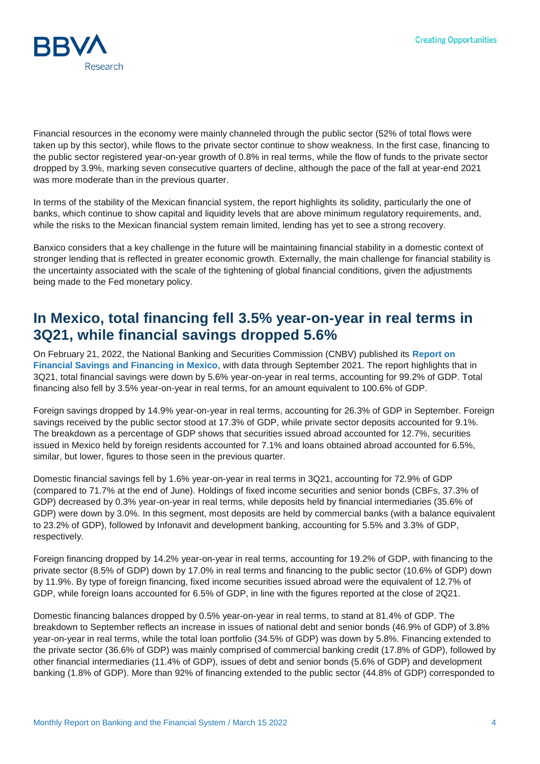Financial resources in the economy were mainly channeled through the public sector (52% of total flows were taken up by this sector), while flows to the private sector continue to show weakness. In the first case, financing to the public sector registered year-on-year growth of 0.8% in real terms, while the flow of funds to the private sector dropped by 3.9%, marking seven consecutive quarters of decline, although the pace of the fall at year-end 2021 was more moderate than in the previous quarter.

In terms of the stability of the Mexican financial system, the report highlights its solidity, particularly the one of banks, which continue to show capital and liquidity levels that are above minimum regulatory requirements, and, while the risks to the Mexican financial system remain limited, lending has yet to see a strong recovery.

Banxico considers that a key challenge in the future will be maintaining financial stability in a domestic context of stronger lending that is reflected in greater economic growth. Externally, the main challenge for financial stability is the uncertainty associated with the scale of the tightening of global financial conditions, given the adjustments being made to the Fed monetary policy.

## In Mexico, total financing fell 3.5% year-on-year in real terms in 3Q21, while financial savings dropped 5.6%

On February 21, 2022, the National Banking and Securities Commission (CNBV) published its **Report on Financial Savings and Financing in Mexico**, with data through September 2021. The report highlights that in 3Q21, total financial savings were down by 5.6% year-on-year in real terms, accounting for 99.2% of GDP. Total financing also fell by 3.5% year-on-year in real terms, for an amount equivalent to 100.6% of GDP.

Foreign savings dropped by 14.9% year-on-year in real terms, accounting for 26.3% of GDP in September. Foreign savings received by the public sector stood at 17.3% of GDP, while private sector deposits accounted for 9.1%. The breakdown as a percentage of GDP shows that securities issued abroad accounted for 12.7%, securities issued in Mexico held by foreign residents accounted for 7.1% and loans obtained abroad accounted for 6.5%, similar, but lower, figures to those seen in the previous quarter.

Domestic financial savings fell by 1.6% year-on-year in real terms in 3Q21, accounting for 72.9% of GDP (compared to 71.7% at the end of June). Holdings of fixed income securities and senior bonds (CBFs, 37.3% of GDP) decreased by 0.3% year-on-year in real terms, while deposits held by financial intermediaries (35.6% of GDP) were down by 3.0%. In this segment, most deposits are held by commercial banks (with a balance equivalent to 23.2% of GDP), followed by Infonavit and development banking, accounting for 5.5% and 3.3% of GDP, respectively.

Foreign financing dropped by 14.2% year-on-year in real terms, accounting for 19.2% of GDP, with financing to the private sector (8.5% of GDP) down by 17.0% in real terms and financing to the public sector (10.6% of GDP) down by 11.9%. By type of foreign financing, fixed income securities issued abroad were the equivalent of 12.7% of GDP, while foreign loans accounted for 6.5% of GDP, in line with the figures reported at the close of 2Q21.

Domestic financing balances dropped by 0.5% year-on-year in real terms, to stand at 81.4% of GDP. The breakdown to September reflects an increase in issues of national debt and senior bonds (46.9% of GDP) of 3.8% year-on-year in real terms, while the total loan portfolio (34.5% of GDP) was down by 5.8%. Financing extended to the private sector (36.6% of GDP) was mainly comprised of commercial banking credit (17.8% of GDP), followed by other financial intermediaries (11.4% of GDP), issues of debt and senior bonds (5.6% of GDP) and development banking (1.8% of GDP). More than 92% of financing extended to the public sector (44.8% of GDP) corresponded to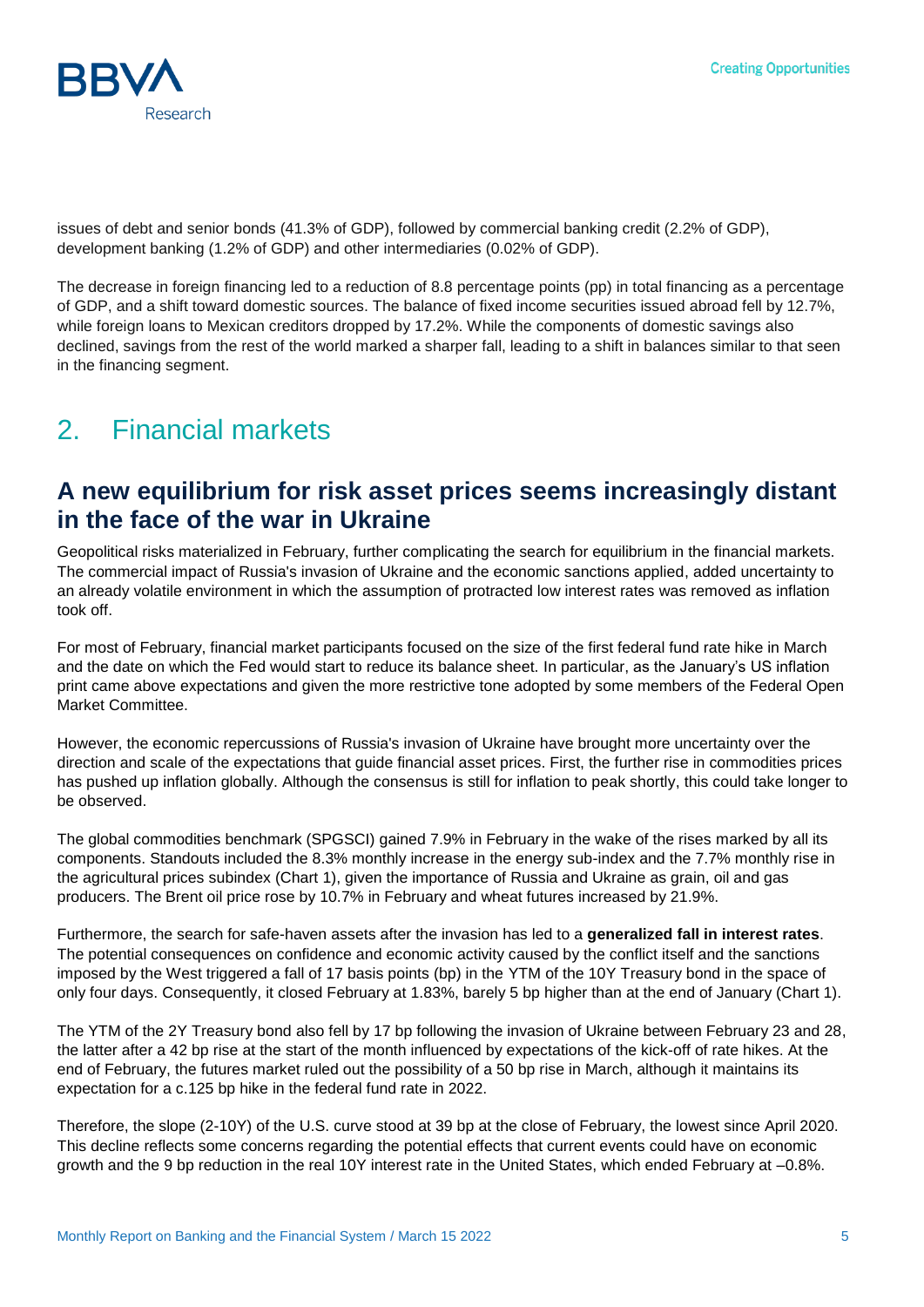issues of debt and senior bonds (41.3% of GDP), followed by commercial banking credit (2.2% of GDP), development banking (1.2% of GDP) and other intermediaries (0.02% of GDP).

The decrease in foreign financing led to a reduction of 8.8 percentage points (pp) in total financing as a percentage of GDP, and a shift toward domestic sources. The balance of fixed income securities issued abroad fell by 12.7%, while foreign loans to Mexican creditors dropped by 17.2%. While the components of domestic savings also declined, savings from the rest of the world marked a sharper fall, leading to a shift in balances similar to that seen in the financing segment.

# 2. Financial markets

## A new equilibrium for risk asset prices seems increasingly distant in the face of the war in Ukraine

Geopolitical risks materialized in February, further complicating the search for equilibrium in the financial markets. The commercial impact of Russia's invasion of Ukraine and the economic sanctions applied, added uncertainty to an already volatile environment in which the assumption of protracted low interest rates was removed as inflation took off.

For most of February, financial market participants focused on the size of the first federal fund rate hike in March and the date on which the Fed would start to reduce its balance sheet. In particular, as the January's US inflation print came above expectations and given the more restrictive tone adopted by some members of the Federal Open Market Committee.

However, the economic repercussions of Russia's invasion of Ukraine have brought more uncertainty over the direction and scale of the expectations that guide financial asset prices. First, the further rise in commodities prices has pushed up inflation globally. Although the consensus is still for inflation to peak shortly, this could take longer to be observed.

The global commodities benchmark (SPGSCI) gained 7.9% in February in the wake of the rises marked by all its components. Standouts included the 8.3% monthly increase in the energy sub-index and the 7.7% monthly rise in the agricultural prices subindex (Chart 1), given the importance of Russia and Ukraine as grain, oil and gas producers. The Brent oil price rose by 10.7% in February and wheat futures increased by 21.9%.

Furthermore, the search for safe-haven assets after the invasion has led to a **generalized fall in interest rates**. The potential consequences on confidence and economic activity caused by the conflict itself and the sanctions imposed by the West triggered a fall of 17 basis points (bp) in the YTM of the 10Y Treasury bond in the space of only four days. Consequently, it closed February at 1.83%, barely 5 bp higher than at the end of January (Chart 1).

The YTM of the 2Y Treasury bond also fell by 17 bp following the invasion of Ukraine between February 23 and 28, the latter after a 42 bp rise at the start of the month influenced by expectations of the kick-off of rate hikes. At the end of February, the futures market ruled out the possibility of a 50 bp rise in March, although it maintains its expectation for a c.125 bp hike in the federal fund rate in 2022.

Therefore, the slope (2-10Y) of the U.S. curve stood at 39 bp at the close of February, the lowest since April 2020. This decline reflects some concerns regarding the potential effects that current events could have on economic growth and the 9 bp reduction in the real 10Y interest rate in the United States, which ended February at –0.8%.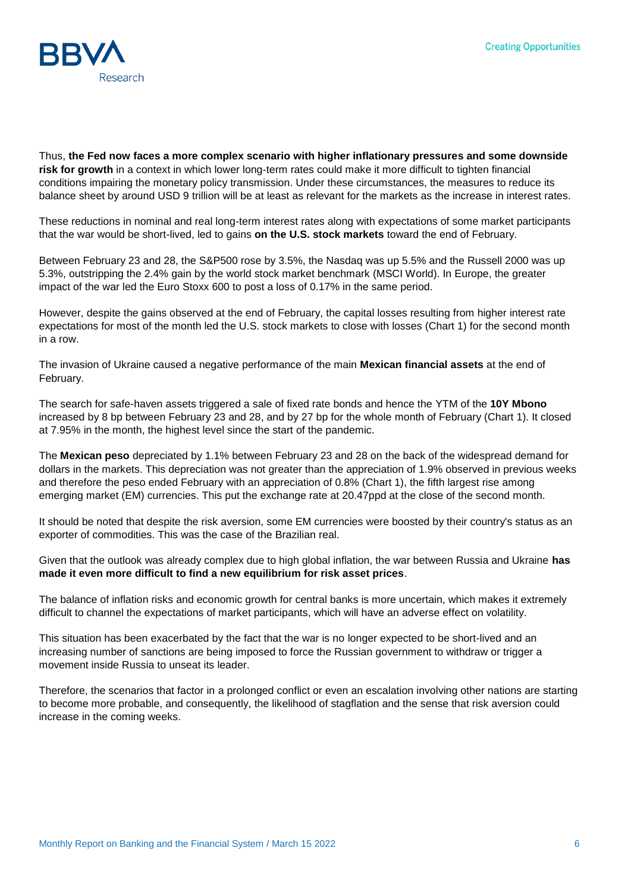Thus, **the Fed now faces a more complex scenario with higher inflationary pressures and some downside risk for growth** in a context in which lower long-term rates could make it more difficult to tighten financial conditions impairing the monetary policy transmission. Under these circumstances, the measures to reduce its balance sheet by around USD 9 trillion will be at least as relevant for the markets as the increase in interest rates.

These reductions in nominal and real long-term interest rates along with expectations of some market participants that the war would be short-lived, led to gains **on the U.S. stock markets** toward the end of February.

Between February 23 and 28, the S&P500 rose by 3.5%, the Nasdaq was up 5.5% and the Russell 2000 was up 5.3%, outstripping the 2.4% gain by the world stock market benchmark (MSCI World). In Europe, the greater impact of the war led the Euro Stoxx 600 to post a loss of 0.17% in the same period.

However, despite the gains observed at the end of February, the capital losses resulting from higher interest rate expectations for most of the month led the U.S. stock markets to close with losses (Chart 1) for the second month in a row.

The invasion of Ukraine caused a negative performance of the main **Mexican financial assets** at the end of February.

The search for safe-haven assets triggered a sale of fixed rate bonds and hence the YTM of the **10Y Mbono** increased by 8 bp between February 23 and 28, and by 27 bp for the whole month of February (Chart 1). It closed at 7.95% in the month, the highest level since the start of the pandemic.

The **Mexican peso** depreciated by 1.1% between February 23 and 28 on the back of the widespread demand for dollars in the markets. This depreciation was not greater than the appreciation of 1.9% observed in previous weeks and therefore the peso ended February with an appreciation of 0.8% (Chart 1), the fifth largest rise among emerging market (EM) currencies. This put the exchange rate at 20.47ppd at the close of the second month.

It should be noted that despite the risk aversion, some EM currencies were boosted by their country's status as an exporter of commodities. This was the case of the Brazilian real.

Given that the outlook was already complex due to high global inflation, the war between Russia and Ukraine **has made it even more difficult to find a new equilibrium for risk asset prices**.

The balance of inflation risks and economic growth for central banks is more uncertain, which makes it extremely difficult to channel the expectations of market participants, which will have an adverse effect on volatility.

This situation has been exacerbated by the fact that the war is no longer expected to be short-lived and an increasing number of sanctions are being imposed to force the Russian government to withdraw or trigger a movement inside Russia to unseat its leader.

Therefore, the scenarios that factor in a prolonged conflict or even an escalation involving other nations are starting to become more probable, and consequently, the likelihood of stagflation and the sense that risk aversion could increase in the coming weeks.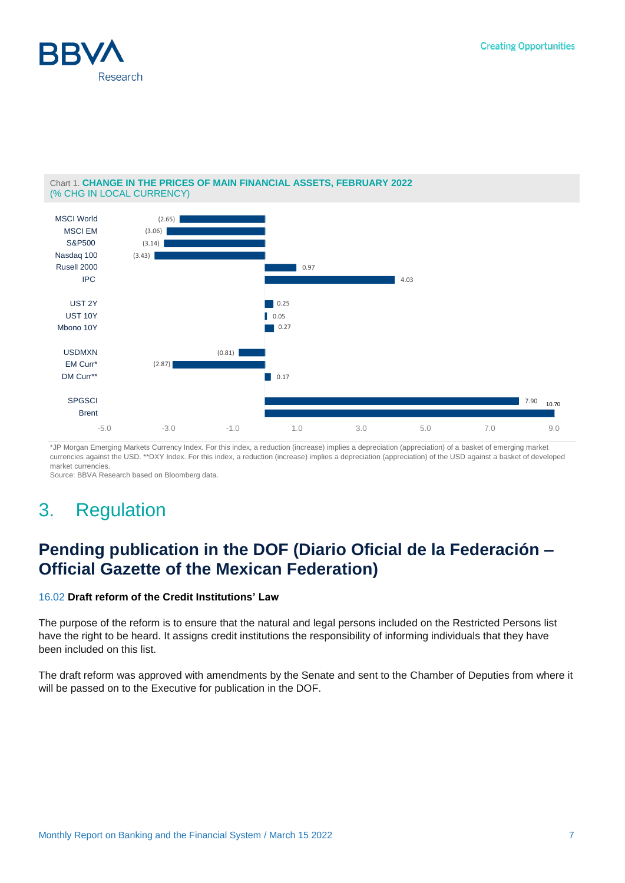Chart 1. **CHANGE IN THE PRICES OF MAIN FINANCIAL ASSETS, FEBRUARY 2022**
(% CHG IN LOCAL CURRENCY)

| Asset | % chg |
|---|---|
| MSCI World | (2.65) |
| MSCI EM | (3.06) |
| S&P500 | (3.14) |
| Nasdaq 100 | (3.43) |
| Rusell 2000 | 0.97 |
| IPC | 4.03 |
| UST 2Y | 0.25 |
| UST 10Y | 0.05 |
| Mbono 10Y | 0.27 |
| USDMXN | (0.81) |
| EM Curr* | (2.87) |
| DM Curr** | 0.17 |
| SPGSCI | 7.90 |
| Brent | 10.70 |

*JP Morgan Emerging Markets Currency Index. For this index, a reduction (increase) implies a depreciation (appreciation) of a basket of emerging market currencies against the USD. **DXY Index. For this index, a reduction (increase) implies a depreciation (appreciation) of the USD against a basket of developed market currencies.
Source: BBVA Research based on Bloomberg data.

# 3. Regulation

## Pending publication in the DOF (Diario Oficial de la Federación – Official Gazette of the Mexican Federation)

16.02 **Draft reform of the Credit Institutions' Law**

The purpose of the reform is to ensure that the natural and legal persons included on the Restricted Persons list have the right to be heard. It assigns credit institutions the responsibility of informing individuals that they have been included on this list.

The draft reform was approved with amendments by the Senate and sent to the Chamber of Deputies from where it will be passed on to the Executive for publication in the DOF.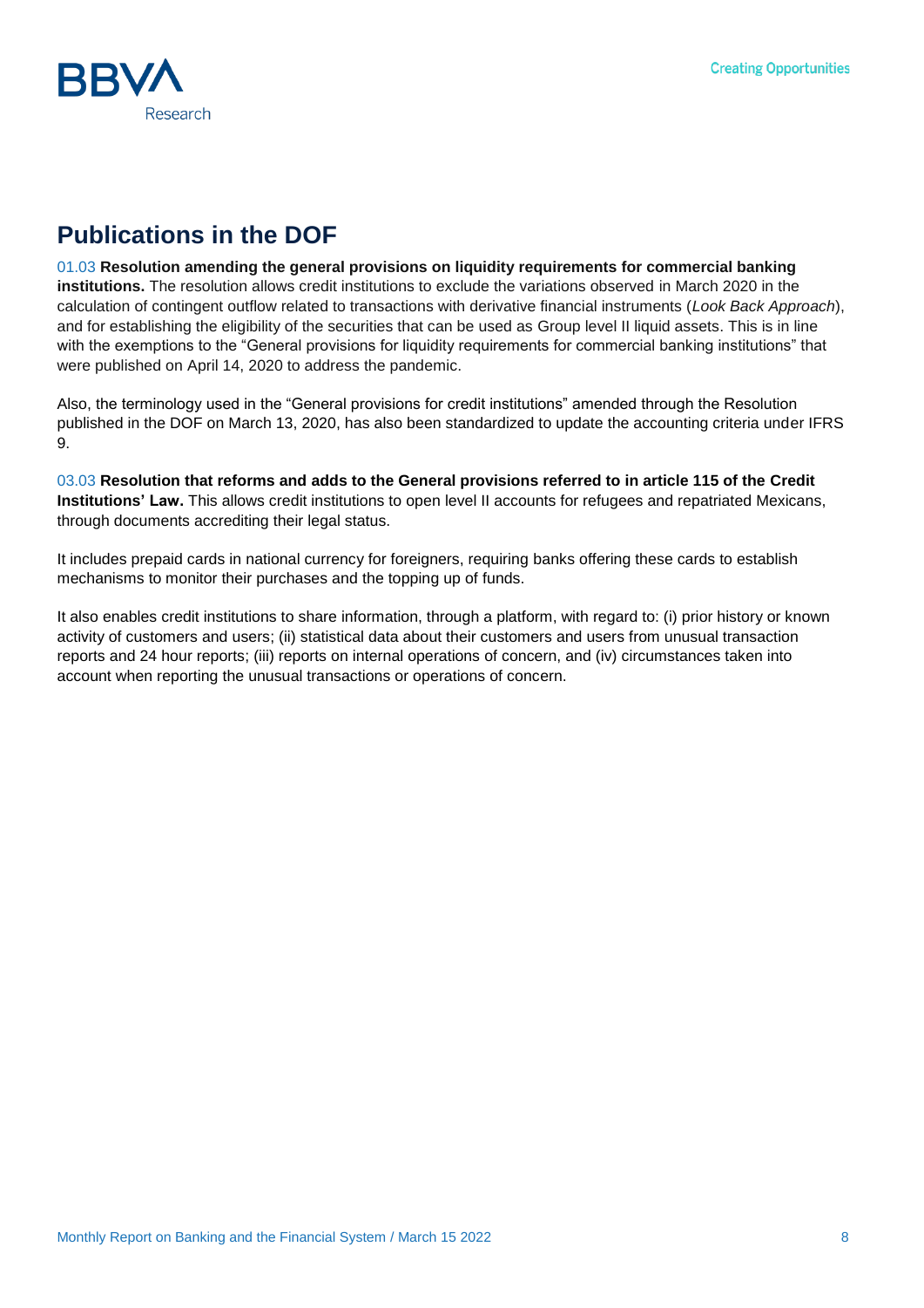## Publications in the DOF

01.03 **Resolution amending the general provisions on liquidity requirements for commercial banking institutions.** The resolution allows credit institutions to exclude the variations observed in March 2020 in the calculation of contingent outflow related to transactions with derivative financial instruments (*Look Back Approach*), and for establishing the eligibility of the securities that can be used as Group level II liquid assets. This is in line with the exemptions to the "General provisions for liquidity requirements for commercial banking institutions" that were published on April 14, 2020 to address the pandemic.

Also, the terminology used in the "General provisions for credit institutions" amended through the Resolution published in the DOF on March 13, 2020, has also been standardized to update the accounting criteria under IFRS 9.

03.03 **Resolution that reforms and adds to the General provisions referred to in article 115 of the Credit Institutions' Law.** This allows credit institutions to open level II accounts for refugees and repatriated Mexicans, through documents accrediting their legal status.

It includes prepaid cards in national currency for foreigners, requiring banks offering these cards to establish mechanisms to monitor their purchases and the topping up of funds.

It also enables credit institutions to share information, through a platform, with regard to: (i) prior history or known activity of customers and users; (ii) statistical data about their customers and users from unusual transaction reports and 24 hour reports; (iii) reports on internal operations of concern, and (iv) circumstances taken into account when reporting the unusual transactions or operations of concern.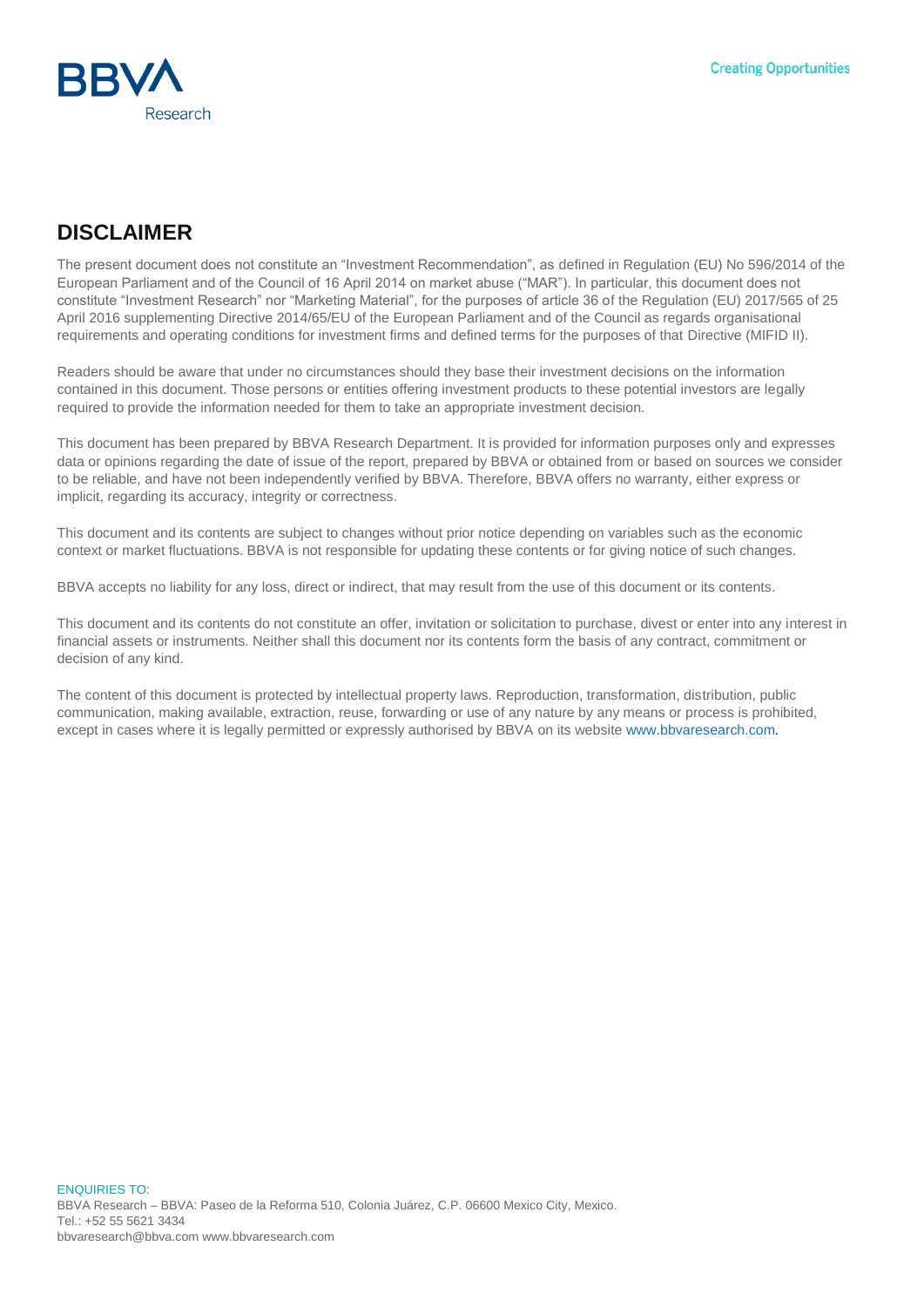## DISCLAIMER

The present document does not constitute an "Investment Recommendation", as defined in Regulation (EU) No 596/2014 of the European Parliament and of the Council of 16 April 2014 on market abuse ("MAR"). In particular, this document does not constitute "Investment Research" nor "Marketing Material", for the purposes of article 36 of the Regulation (EU) 2017/565 of 25 April 2016 supplementing Directive 2014/65/EU of the European Parliament and of the Council as regards organisational requirements and operating conditions for investment firms and defined terms for the purposes of that Directive (MIFID II).

Readers should be aware that under no circumstances should they base their investment decisions on the information contained in this document. Those persons or entities offering investment products to these potential investors are legally required to provide the information needed for them to take an appropriate investment decision.

This document has been prepared by BBVA Research Department. It is provided for information purposes only and expresses data or opinions regarding the date of issue of the report, prepared by BBVA or obtained from or based on sources we consider to be reliable, and have not been independently verified by BBVA. Therefore, BBVA offers no warranty, either express or implicit, regarding its accuracy, integrity or correctness.

This document and its contents are subject to changes without prior notice depending on variables such as the economic context or market fluctuations. BBVA is not responsible for updating these contents or for giving notice of such changes.

BBVA accepts no liability for any loss, direct or indirect, that may result from the use of this document or its contents.

This document and its contents do not constitute an offer, invitation or solicitation to purchase, divest or enter into any interest in financial assets or instruments. Neither shall this document nor its contents form the basis of any contract, commitment or decision of any kind.

The content of this document is protected by intellectual property laws. Reproduction, transformation, distribution, public communication, making available, extraction, reuse, forwarding or use of any nature by any means or process is prohibited, except in cases where it is legally permitted or expressly authorised by BBVA on its website www.bbvaresearch.com.

ENQUIRIES TO:
BBVA Research – BBVA: Paseo de la Reforma 510, Colonia Juárez, C.P. 06600 Mexico City, Mexico.
Tel.: +52 55 5621 3434
bbvaresearch@bbva.com www.bbvaresearch.com